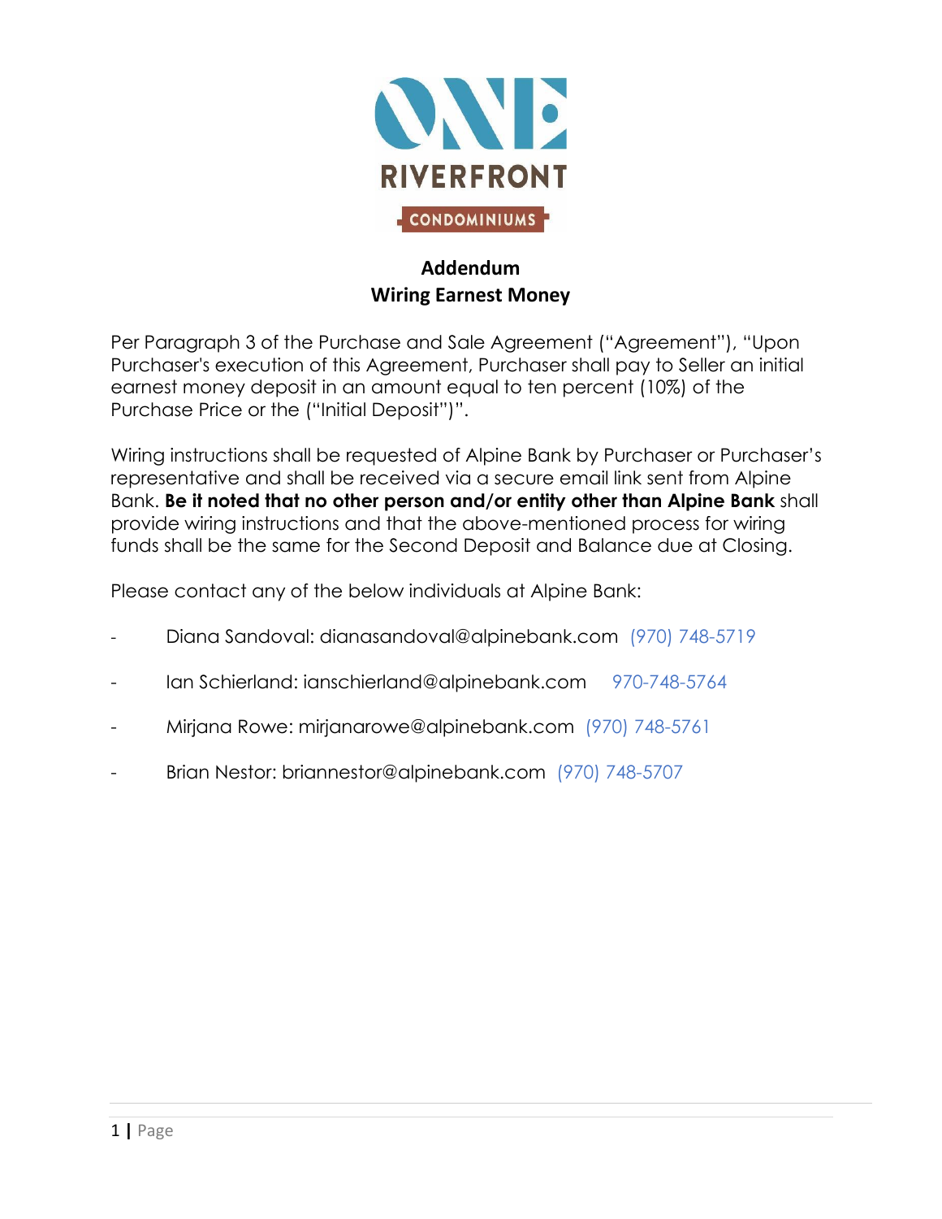ONE RIVERFRONT

CONDOMINIUMS

## Addendum
## Wiring Earnest Money

Per Paragraph 3 of the Purchase and Sale Agreement ("Agreement"), "Upon Purchaser's execution of this Agreement, Purchaser shall pay to Seller an initial earnest money deposit in an amount equal to ten percent (10%) of the Purchase Price or the ("Initial Deposit")".

Wiring instructions shall be requested of Alpine Bank by Purchaser or Purchaser's representative and shall be received via a secure email link sent from Alpine Bank. **Be it noted that no other person and/or entity other than Alpine Bank** shall provide wiring instructions and that the above-mentioned process for wiring funds shall be the same for the Second Deposit and Balance due at Closing.

Please contact any of the below individuals at Alpine Bank:

- Diana Sandoval: dianasandoval@alpinebank.com (970) 748-5719
- Ian Schierland: ianschierland@alpinebank.com 970-748-5764
- Mirjana Rowe: mirjanarowe@alpinebank.com (970) 748-5761
- Brian Nestor: briannestor@alpinebank.com (970) 748-5707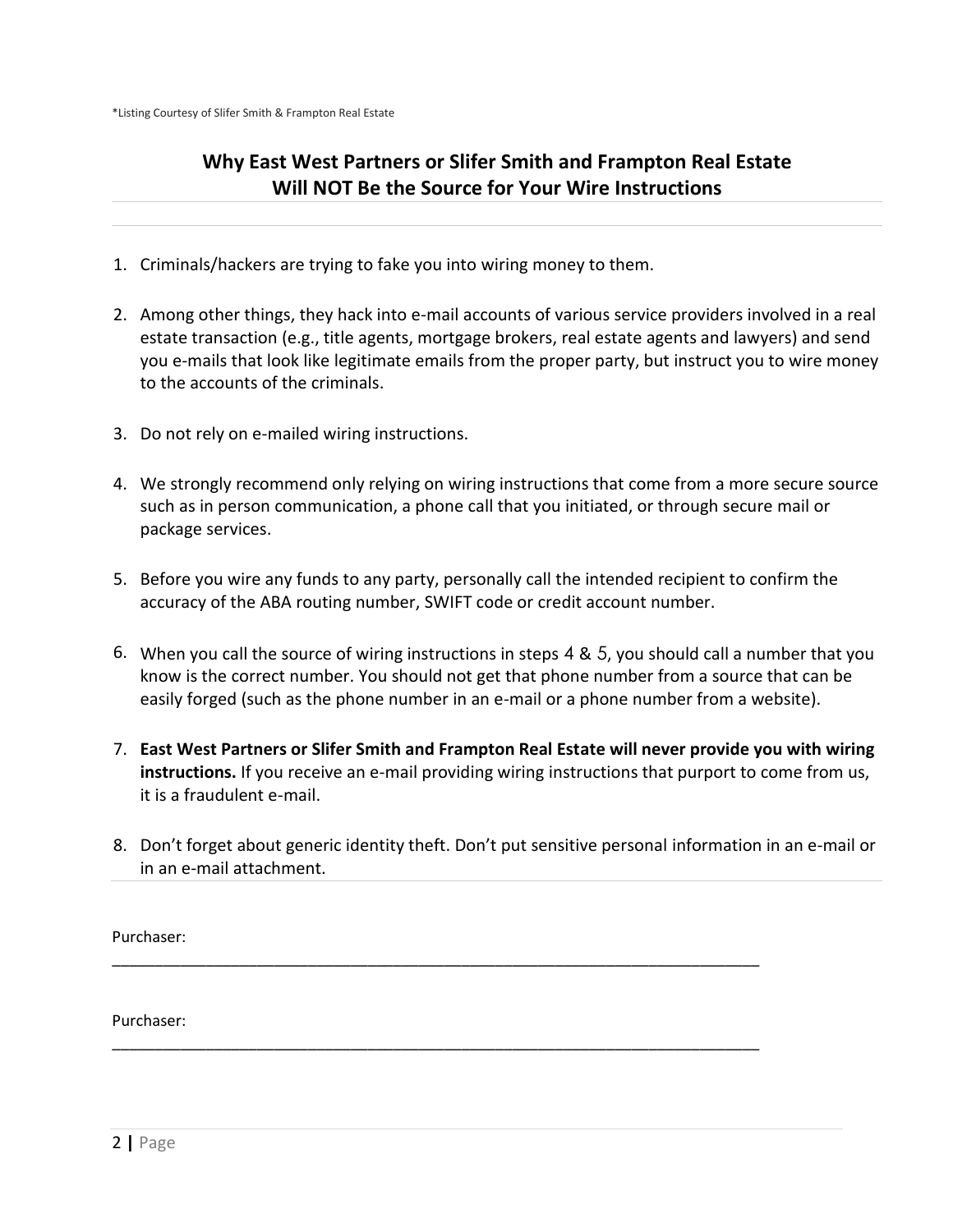*Listing Courtesy of Slifer Smith & Frampton Real Estate

## Why East West Partners or Slifer Smith and Frampton Real Estate Will NOT Be the Source for Your Wire Instructions

1. Criminals/hackers are trying to fake you into wiring money to them.
2. Among other things, they hack into e-mail accounts of various service providers involved in a real estate transaction (e.g., title agents, mortgage brokers, real estate agents and lawyers) and send you e-mails that look like legitimate emails from the proper party, but instruct you to wire money to the accounts of the criminals.
3. Do not rely on e-mailed wiring instructions.
4. We strongly recommend only relying on wiring instructions that come from a more secure source such as in person communication, a phone call that you initiated, or through secure mail or package services.
5. Before you wire any funds to any party, personally call the intended recipient to confirm the accuracy of the ABA routing number, SWIFT code or credit account number.
6. When you call the source of wiring instructions in steps 4 & 5, you should call a number that you know is the correct number. You should not get that phone number from a source that can be easily forged (such as the phone number in an e-mail or a phone number from a website).
7. **East West Partners or Slifer Smith and Frampton Real Estate will never provide you with wiring instructions.** If you receive an e-mail providing wiring instructions that purport to come from us, it is a fraudulent e-mail.
8. Don't forget about generic identity theft. Don't put sensitive personal information in an e-mail or in an e-mail attachment.

Purchaser:
______________________________________________________________________________

Purchaser:
______________________________________________________________________________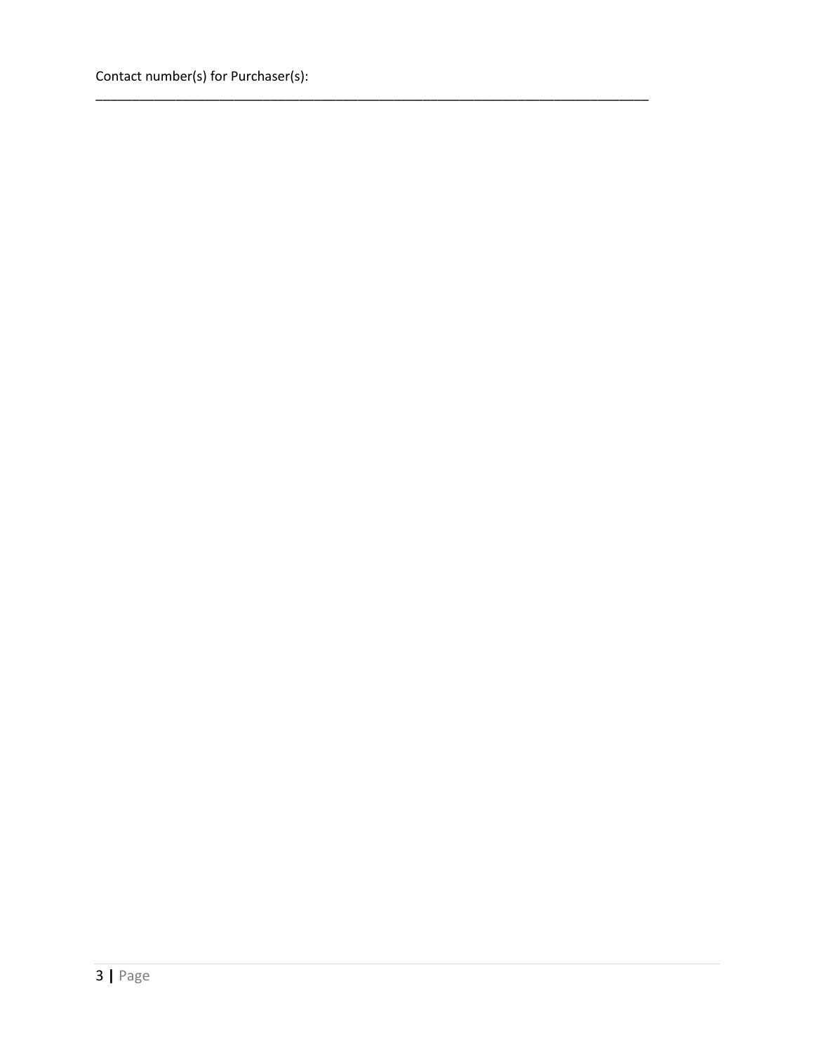Contact number(s) for Purchaser(s):

______________________________________________________________________________